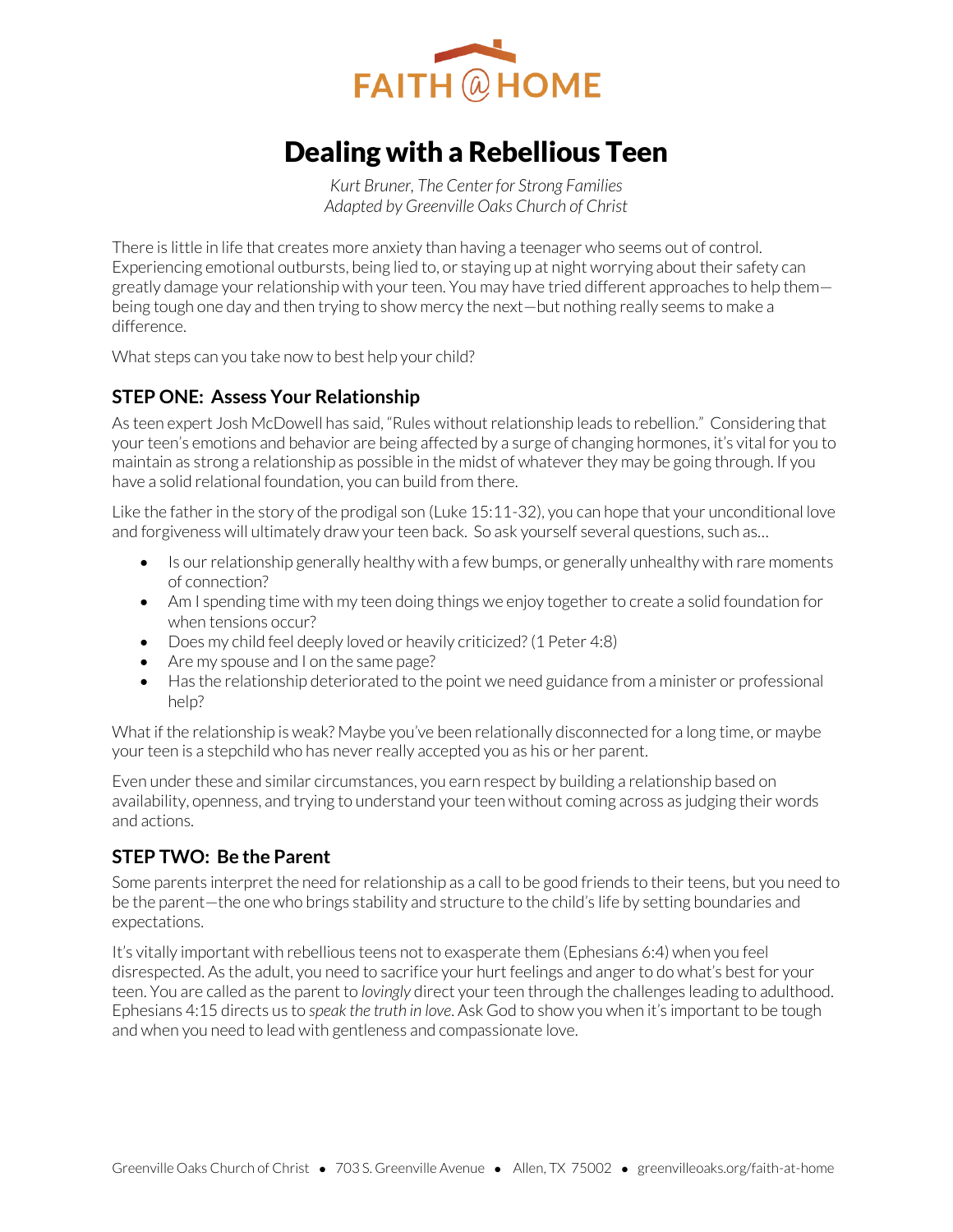FAITH @ HOME

# Dealing with a Rebellious Teen

*Kurt Bruner, The Center for Strong Families*
*Adapted by Greenville Oaks Church of Christ*

There is little in life that creates more anxiety than having a teenager who seems out of control. Experiencing emotional outbursts, being lied to, or staying up at night worrying about their safety can greatly damage your relationship with your teen. You may have tried different approaches to help them—being tough one day and then trying to show mercy the next—but nothing really seems to make a difference.

What steps can you take now to best help your child?

## STEP ONE: Assess Your Relationship

As teen expert Josh McDowell has said, "Rules without relationship leads to rebellion." Considering that your teen's emotions and behavior are being affected by a surge of changing hormones, it's vital for you to maintain as strong a relationship as possible in the midst of whatever they may be going through. If you have a solid relational foundation, you can build from there.

Like the father in the story of the prodigal son (Luke 15:11-32), you can hope that your unconditional love and forgiveness will ultimately draw your teen back. So ask yourself several questions, such as…

- Is our relationship generally healthy with a few bumps, or generally unhealthy with rare moments of connection?
- Am I spending time with my teen doing things we enjoy together to create a solid foundation for when tensions occur?
- Does my child feel deeply loved or heavily criticized? (1 Peter 4:8)
- Are my spouse and I on the same page?
- Has the relationship deteriorated to the point we need guidance from a minister or professional help?

What if the relationship is weak? Maybe you've been relationally disconnected for a long time, or maybe your teen is a stepchild who has never really accepted you as his or her parent.

Even under these and similar circumstances, you earn respect by building a relationship based on availability, openness, and trying to understand your teen without coming across as judging their words and actions.

## STEP TWO: Be the Parent

Some parents interpret the need for relationship as a call to be good friends to their teens, but you need to be the parent—the one who brings stability and structure to the child's life by setting boundaries and expectations.

It's vitally important with rebellious teens not to exasperate them (Ephesians 6:4) when you feel disrespected. As the adult, you need to sacrifice your hurt feelings and anger to do what's best for your teen. You are called as the parent to *lovingly* direct your teen through the challenges leading to adulthood. Ephesians 4:15 directs us to *speak the truth in love*. Ask God to show you when it's important to be tough and when you need to lead with gentleness and compassionate love.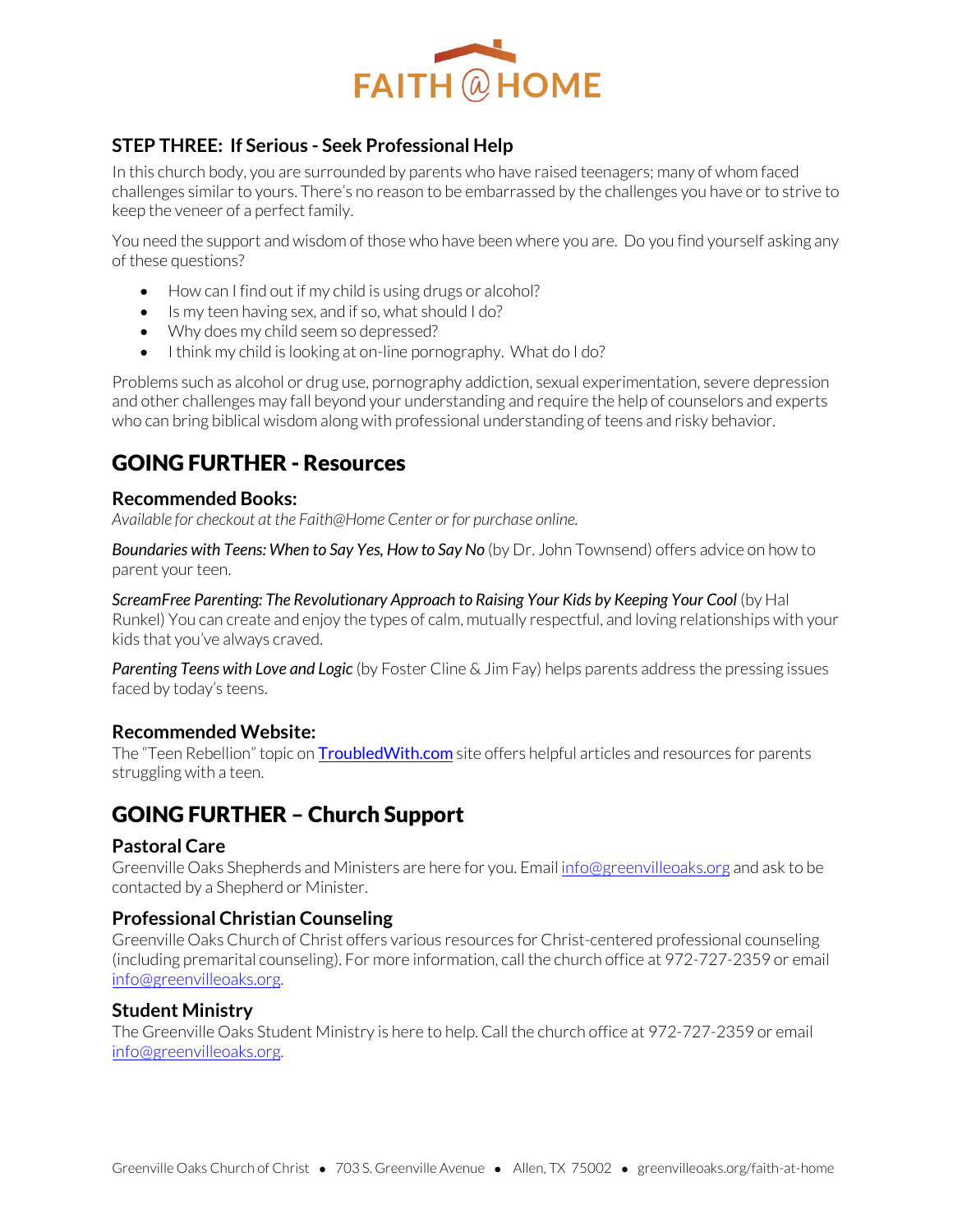FAITH @ HOME

### STEP THREE: If Serious - Seek Professional Help

In this church body, you are surrounded by parents who have raised teenagers; many of whom faced challenges similar to yours. There's no reason to be embarrassed by the challenges you have or to strive to keep the veneer of a perfect family.

You need the support and wisdom of those who have been where you are. Do you find yourself asking any of these questions?

- How can I find out if my child is using drugs or alcohol?
- Is my teen having sex, and if so, what should I do?
- Why does my child seem so depressed?
- I think my child is looking at on-line pornography. What do I do?

Problems such as alcohol or drug use, pornography addiction, sexual experimentation, severe depression and other challenges may fall beyond your understanding and require the help of counselors and experts who can bring biblical wisdom along with professional understanding of teens and risky behavior.

## GOING FURTHER - Resources

### Recommended Books:

*Available for checkout at the Faith@Home Center or for purchase online.*

***Boundaries with Teens: When to Say Yes, How to Say No*** (by Dr. John Townsend) offers advice on how to parent your teen.

***ScreamFree Parenting: The Revolutionary Approach to Raising Your Kids by Keeping Your Cool*** (by Hal Runkel) You can create and enjoy the types of calm, mutually respectful, and loving relationships with your kids that you've always craved.

***Parenting Teens with Love and Logic*** (by Foster Cline & Jim Fay) helps parents address the pressing issues faced by today's teens.

### Recommended Website:

The "Teen Rebellion" topic on **TroubledWith.com** site offers helpful articles and resources for parents struggling with a teen.

## GOING FURTHER – Church Support

### Pastoral Care

Greenville Oaks Shepherds and Ministers are here for you. Email info@greenvilleoaks.org and ask to be contacted by a Shepherd or Minister.

### Professional Christian Counseling

Greenville Oaks Church of Christ offers various resources for Christ-centered professional counseling (including premarital counseling). For more information, call the church office at 972-727-2359 or email info@greenvilleoaks.org.

### Student Ministry

The Greenville Oaks Student Ministry is here to help. Call the church office at 972-727-2359 or email info@greenvilleoaks.org.

Greenville Oaks Church of Christ • 703 S. Greenville Avenue • Allen, TX 75002 • greenvilleoaks.org/faith-at-home